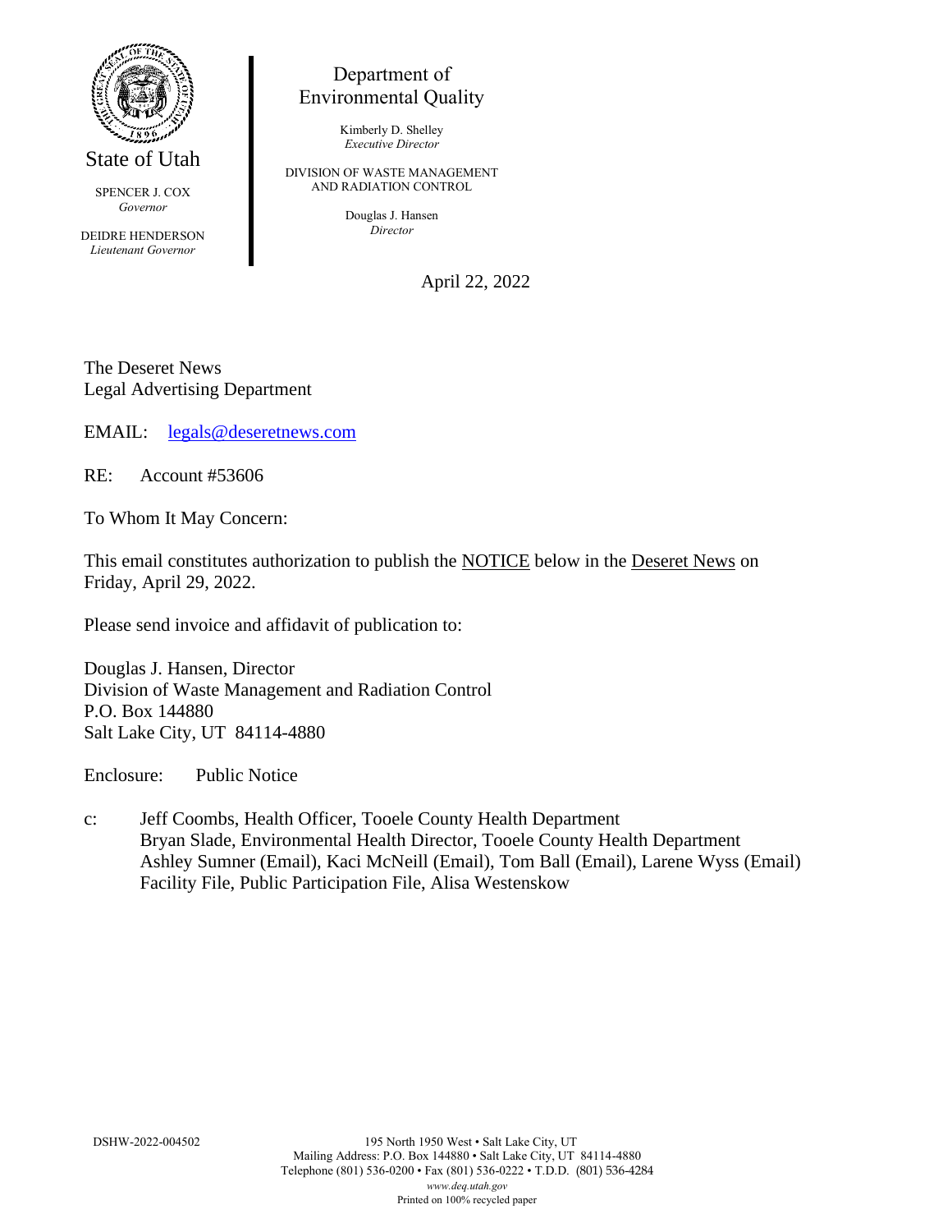State of Utah

SPENCER J. COX
*Governor*

DEIDRE HENDERSON
*Lieutenant Governor*

Department of
Environmental Quality

Kimberly D. Shelley
*Executive Director*

DIVISION OF WASTE MANAGEMENT
AND RADIATION CONTROL

Douglas J. Hansen
*Director*

April 22, 2022

The Deseret News
Legal Advertising Department

EMAIL: legals@deseretnews.com

RE: Account #53606

To Whom It May Concern:

This email constitutes authorization to publish the NOTICE below in the Deseret News on Friday, April 29, 2022.

Please send invoice and affidavit of publication to:

Douglas J. Hansen, Director
Division of Waste Management and Radiation Control
P.O. Box 144880
Salt Lake City, UT 84114-4880

Enclosure: Public Notice

c: Jeff Coombs, Health Officer, Tooele County Health Department
Bryan Slade, Environmental Health Director, Tooele County Health Department
Ashley Sumner (Email), Kaci McNeill (Email), Tom Ball (Email), Larene Wyss (Email)
Facility File, Public Participation File, Alisa Westenskow

DSHW-2022-004502

195 North 1950 West • Salt Lake City, UT
Mailing Address: P.O. Box 144880 • Salt Lake City, UT 84114-4880
Telephone (801) 536-0200 • Fax (801) 536-0222 • T.D.D. (801) 536-4284
*www.deq.utah.gov*
Printed on 100% recycled paper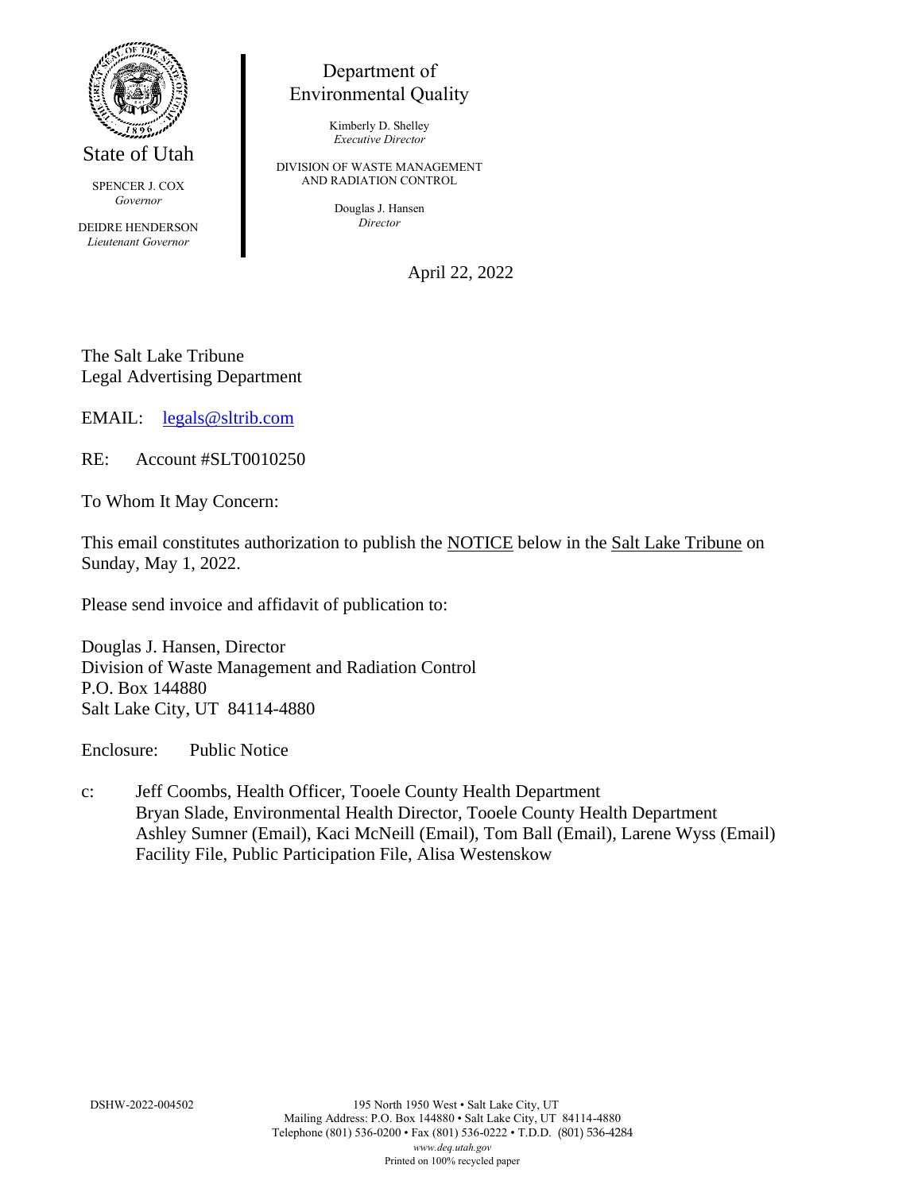State of Utah

SPENCER J. COX
*Governor*

DEIDRE HENDERSON
*Lieutenant Governor*

Department of
Environmental Quality

Kimberly D. Shelley
*Executive Director*

DIVISION OF WASTE MANAGEMENT
AND RADIATION CONTROL

Douglas J. Hansen
*Director*

April 22, 2022

The Salt Lake Tribune
Legal Advertising Department

EMAIL: legals@sltrib.com

RE: Account #SLT0010250

To Whom It May Concern:

This email constitutes authorization to publish the NOTICE below in the Salt Lake Tribune on Sunday, May 1, 2022.

Please send invoice and affidavit of publication to:

Douglas J. Hansen, Director
Division of Waste Management and Radiation Control
P.O. Box 144880
Salt Lake City, UT 84114-4880

Enclosure: Public Notice

c: Jeff Coombs, Health Officer, Tooele County Health Department
Bryan Slade, Environmental Health Director, Tooele County Health Department
Ashley Sumner (Email), Kaci McNeill (Email), Tom Ball (Email), Larene Wyss (Email)
Facility File, Public Participation File, Alisa Westenskow

DSHW-2022-004502

195 North 1950 West • Salt Lake City, UT
Mailing Address: P.O. Box 144880 • Salt Lake City, UT 84114-4880
Telephone (801) 536-0200 • Fax (801) 536-0222 • T.D.D. (801) 536-4284
*www.deq.utah.gov*
Printed on 100% recycled paper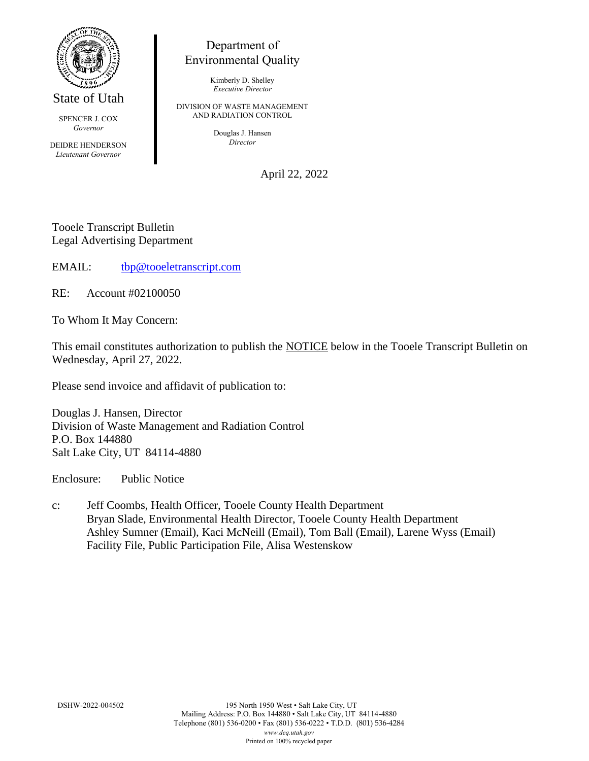State of Utah

SPENCER J. COX
*Governor*

DEIDRE HENDERSON
*Lieutenant Governor*

Department of
Environmental Quality

Kimberly D. Shelley
*Executive Director*

DIVISION OF WASTE MANAGEMENT
AND RADIATION CONTROL

Douglas J. Hansen
*Director*

April 22, 2022

Tooele Transcript Bulletin
Legal Advertising Department

EMAIL: tbp@tooeletranscript.com

RE: Account #02100050

To Whom It May Concern:

This email constitutes authorization to publish the NOTICE below in the Tooele Transcript Bulletin on Wednesday, April 27, 2022.

Please send invoice and affidavit of publication to:

Douglas J. Hansen, Director
Division of Waste Management and Radiation Control
P.O. Box 144880
Salt Lake City, UT 84114-4880

Enclosure: Public Notice

c: Jeff Coombs, Health Officer, Tooele County Health Department
Bryan Slade, Environmental Health Director, Tooele County Health Department
Ashley Sumner (Email), Kaci McNeill (Email), Tom Ball (Email), Larene Wyss (Email)
Facility File, Public Participation File, Alisa Westenskow

DSHW-2022-004502

195 North 1950 West • Salt Lake City, UT
Mailing Address: P.O. Box 144880 • Salt Lake City, UT 84114-4880
Telephone (801) 536-0200 • Fax (801) 536-0222 • T.D.D. (801) 536-4284
*www.deq.utah.gov*
Printed on 100% recycled paper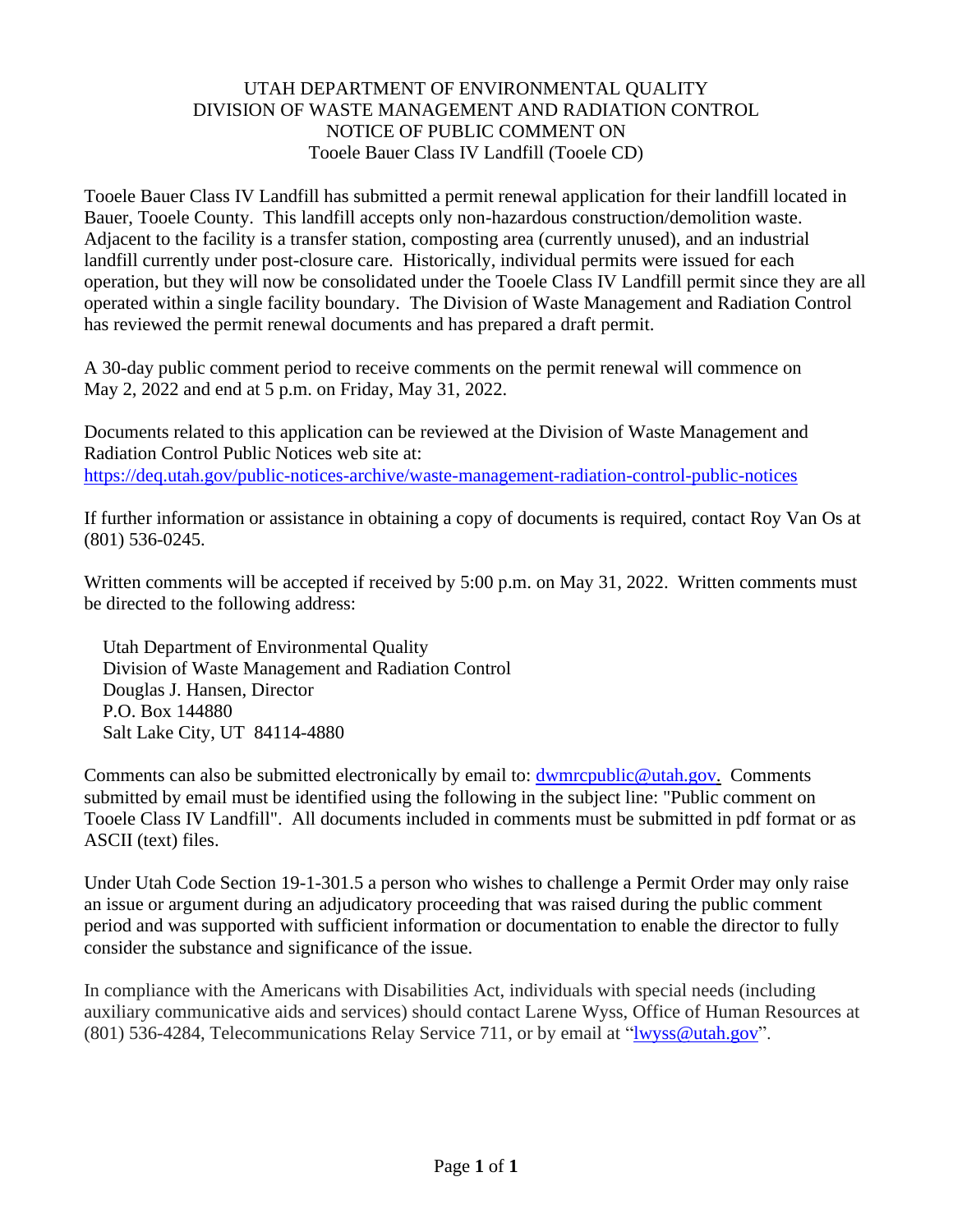# UTAH DEPARTMENT OF ENVIRONMENTAL QUALITY
# DIVISION OF WASTE MANAGEMENT AND RADIATION CONTROL
# NOTICE OF PUBLIC COMMENT ON
# Tooele Bauer Class IV Landfill (Tooele CD)

Tooele Bauer Class IV Landfill has submitted a permit renewal application for their landfill located in Bauer, Tooele County. This landfill accepts only non-hazardous construction/demolition waste. Adjacent to the facility is a transfer station, composting area (currently unused), and an industrial landfill currently under post-closure care. Historically, individual permits were issued for each operation, but they will now be consolidated under the Tooele Class IV Landfill permit since they are all operated within a single facility boundary. The Division of Waste Management and Radiation Control has reviewed the permit renewal documents and has prepared a draft permit.

A 30-day public comment period to receive comments on the permit renewal will commence on May 2, 2022 and end at 5 p.m. on Friday, May 31, 2022.

Documents related to this application can be reviewed at the Division of Waste Management and Radiation Control Public Notices web site at:
https://deq.utah.gov/public-notices-archive/waste-management-radiation-control-public-notices

If further information or assistance in obtaining a copy of documents is required, contact Roy Van Os at (801) 536-0245.

Written comments will be accepted if received by 5:00 p.m. on May 31, 2022. Written comments must be directed to the following address:

Utah Department of Environmental Quality
Division of Waste Management and Radiation Control
Douglas J. Hansen, Director
P.O. Box 144880
Salt Lake City, UT 84114-4880

Comments can also be submitted electronically by email to: dwmrcpublic@utah.gov. Comments submitted by email must be identified using the following in the subject line: "Public comment on Tooele Class IV Landfill". All documents included in comments must be submitted in pdf format or as ASCII (text) files.

Under Utah Code Section 19-1-301.5 a person who wishes to challenge a Permit Order may only raise an issue or argument during an adjudicatory proceeding that was raised during the public comment period and was supported with sufficient information or documentation to enable the director to fully consider the substance and significance of the issue.

In compliance with the Americans with Disabilities Act, individuals with special needs (including auxiliary communicative aids and services) should contact Larene Wyss, Office of Human Resources at (801) 536-4284, Telecommunications Relay Service 711, or by email at "lwyss@utah.gov".